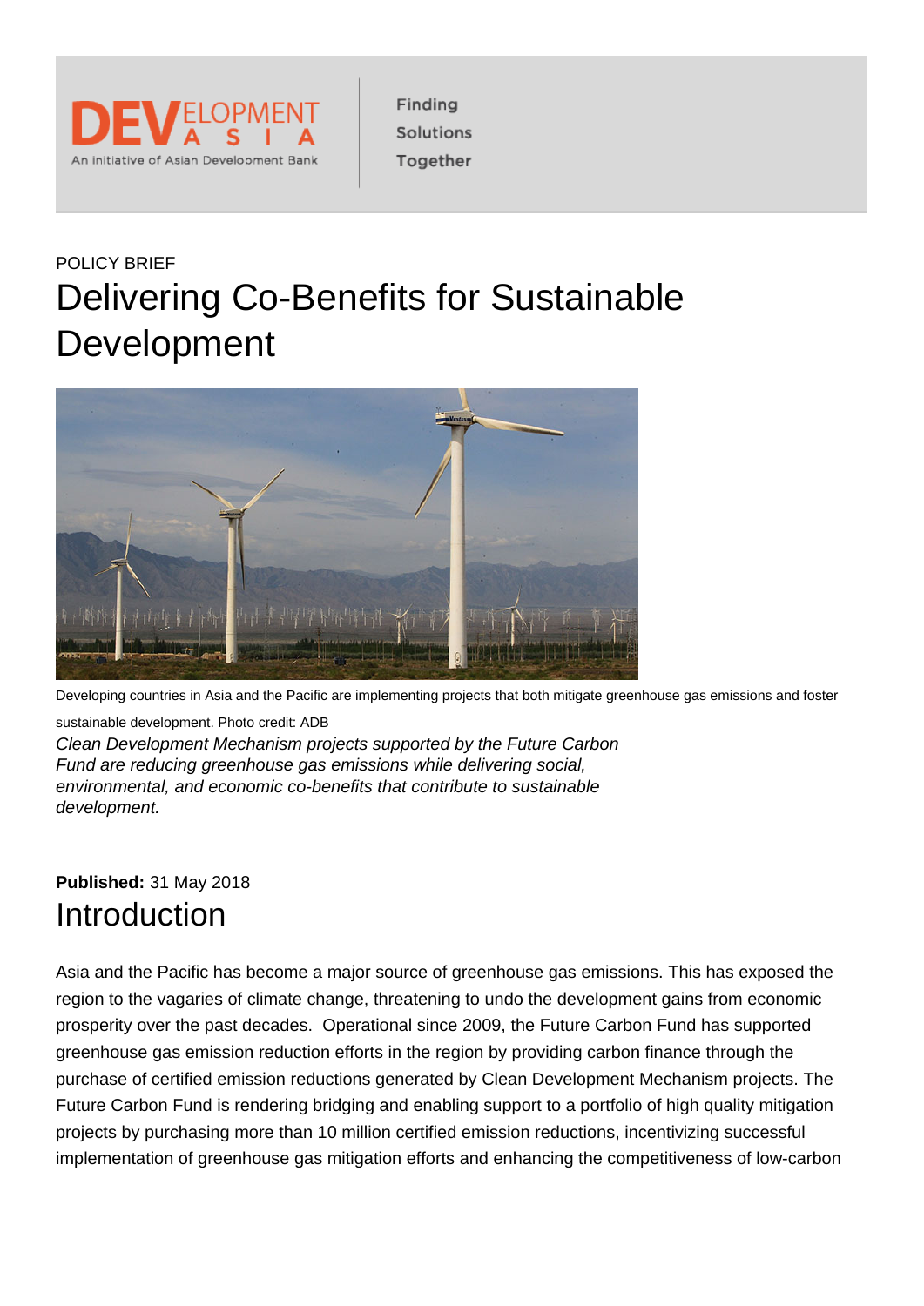POLICY BRIEF

# Delivering Co-Benefits for Sustainable Development

Developing countries in Asia and the Pacific are implementing projects that both mitigate greenhouse gas emissions and foster sustainable development. Photo credit: ADB

*Clean Development Mechanism projects supported by the Future Carbon Fund are reducing greenhouse gas emissions while delivering social, environmental, and economic co-benefits that contribute to sustainable development.*

**Published:** 31 May 2018

## Introduction

Asia and the Pacific has become a major source of greenhouse gas emissions. This has exposed the region to the vagaries of climate change, threatening to undo the development gains from economic prosperity over the past decades. Operational since 2009, the Future Carbon Fund has supported greenhouse gas emission reduction efforts in the region by providing carbon finance through the purchase of certified emission reductions generated by Clean Development Mechanism projects. The Future Carbon Fund is rendering bridging and enabling support to a portfolio of high quality mitigation projects by purchasing more than 10 million certified emission reductions, incentivizing successful implementation of greenhouse gas mitigation efforts and enhancing the competitiveness of low-carbon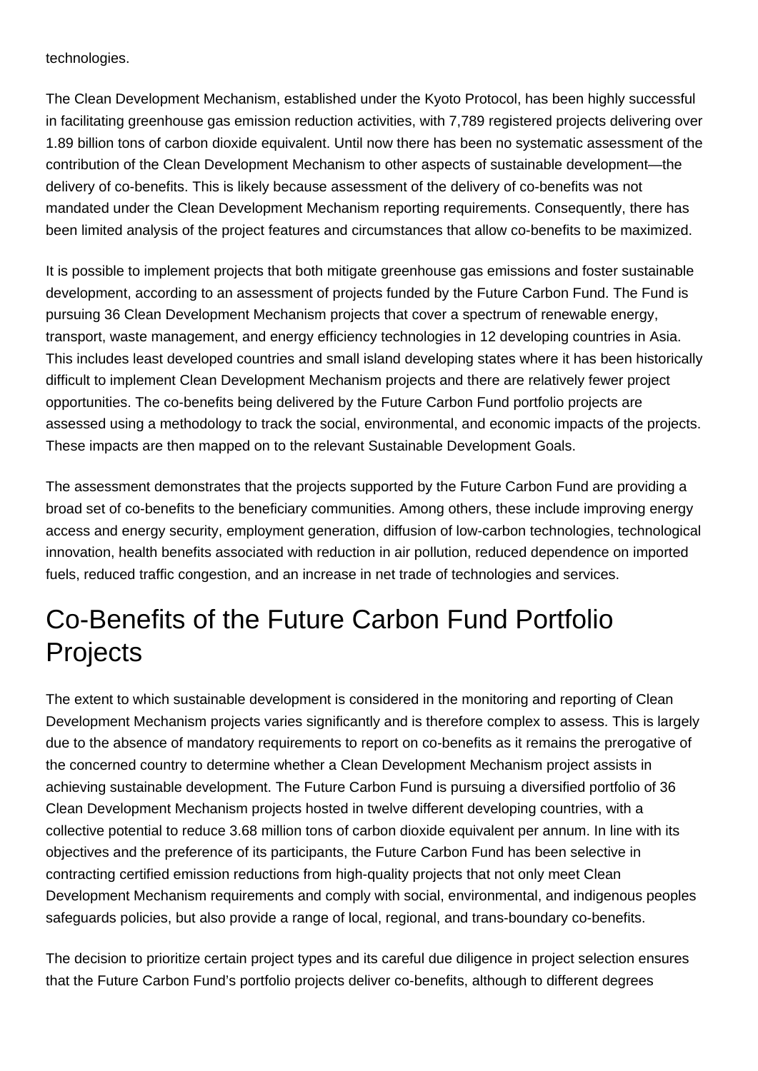technologies.

The Clean Development Mechanism, established under the Kyoto Protocol, has been highly successful in facilitating greenhouse gas emission reduction activities, with 7,789 registered projects delivering over 1.89 billion tons of carbon dioxide equivalent. Until now there has been no systematic assessment of the contribution of the Clean Development Mechanism to other aspects of sustainable development—the delivery of co-benefits. This is likely because assessment of the delivery of co-benefits was not mandated under the Clean Development Mechanism reporting requirements. Consequently, there has been limited analysis of the project features and circumstances that allow co-benefits to be maximized.

It is possible to implement projects that both mitigate greenhouse gas emissions and foster sustainable development, according to an assessment of projects funded by the Future Carbon Fund. The Fund is pursuing 36 Clean Development Mechanism projects that cover a spectrum of renewable energy, transport, waste management, and energy efficiency technologies in 12 developing countries in Asia. This includes least developed countries and small island developing states where it has been historically difficult to implement Clean Development Mechanism projects and there are relatively fewer project opportunities. The co-benefits being delivered by the Future Carbon Fund portfolio projects are assessed using a methodology to track the social, environmental, and economic impacts of the projects. These impacts are then mapped on to the relevant Sustainable Development Goals.

The assessment demonstrates that the projects supported by the Future Carbon Fund are providing a broad set of co-benefits to the beneficiary communities. Among others, these include improving energy access and energy security, employment generation, diffusion of low-carbon technologies, technological innovation, health benefits associated with reduction in air pollution, reduced dependence on imported fuels, reduced traffic congestion, and an increase in net trade of technologies and services.

# Co-Benefits of the Future Carbon Fund Portfolio Projects

The extent to which sustainable development is considered in the monitoring and reporting of Clean Development Mechanism projects varies significantly and is therefore complex to assess. This is largely due to the absence of mandatory requirements to report on co-benefits as it remains the prerogative of the concerned country to determine whether a Clean Development Mechanism project assists in achieving sustainable development. The Future Carbon Fund is pursuing a diversified portfolio of 36 Clean Development Mechanism projects hosted in twelve different developing countries, with a collective potential to reduce 3.68 million tons of carbon dioxide equivalent per annum. In line with its objectives and the preference of its participants, the Future Carbon Fund has been selective in contracting certified emission reductions from high-quality projects that not only meet Clean Development Mechanism requirements and comply with social, environmental, and indigenous peoples safeguards policies, but also provide a range of local, regional, and trans-boundary co-benefits.

The decision to prioritize certain project types and its careful due diligence in project selection ensures that the Future Carbon Fund's portfolio projects deliver co-benefits, although to different degrees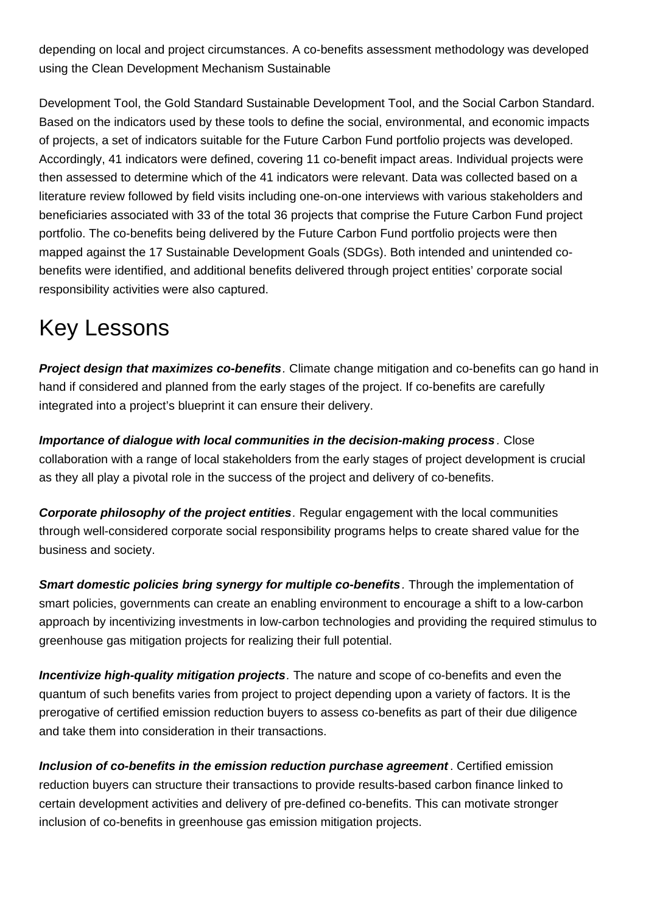depending on local and project circumstances. A co-benefits assessment methodology was developed using the Clean Development Mechanism Sustainable

Development Tool, the Gold Standard Sustainable Development Tool, and the Social Carbon Standard. Based on the indicators used by these tools to define the social, environmental, and economic impacts of projects, a set of indicators suitable for the Future Carbon Fund portfolio projects was developed. Accordingly, 41 indicators were defined, covering 11 co-benefit impact areas. Individual projects were then assessed to determine which of the 41 indicators were relevant. Data was collected based on a literature review followed by field visits including one-on-one interviews with various stakeholders and beneficiaries associated with 33 of the total 36 projects that comprise the Future Carbon Fund project portfolio. The co-benefits being delivered by the Future Carbon Fund portfolio projects were then mapped against the 17 Sustainable Development Goals (SDGs). Both intended and unintended co-benefits were identified, and additional benefits delivered through project entities' corporate social responsibility activities were also captured.

# Key Lessons

***Project design that maximizes co-benefits***. Climate change mitigation and co-benefits can go hand in hand if considered and planned from the early stages of the project. If co-benefits are carefully integrated into a project's blueprint it can ensure their delivery.

***Importance of dialogue with local communities in the decision-making process***. Close collaboration with a range of local stakeholders from the early stages of project development is crucial as they all play a pivotal role in the success of the project and delivery of co-benefits.

***Corporate philosophy of the project entities***. Regular engagement with the local communities through well-considered corporate social responsibility programs helps to create shared value for the business and society.

***Smart domestic policies bring synergy for multiple co-benefits***. Through the implementation of smart policies, governments can create an enabling environment to encourage a shift to a low-carbon approach by incentivizing investments in low-carbon technologies and providing the required stimulus to greenhouse gas mitigation projects for realizing their full potential.

***Incentivize high-quality mitigation projects***. The nature and scope of co-benefits and even the quantum of such benefits varies from project to project depending upon a variety of factors. It is the prerogative of certified emission reduction buyers to assess co-benefits as part of their due diligence and take them into consideration in their transactions.

***Inclusion of co-benefits in the emission reduction purchase agreement***. Certified emission reduction buyers can structure their transactions to provide results-based carbon finance linked to certain development activities and delivery of pre-defined co-benefits. This can motivate stronger inclusion of co-benefits in greenhouse gas emission mitigation projects.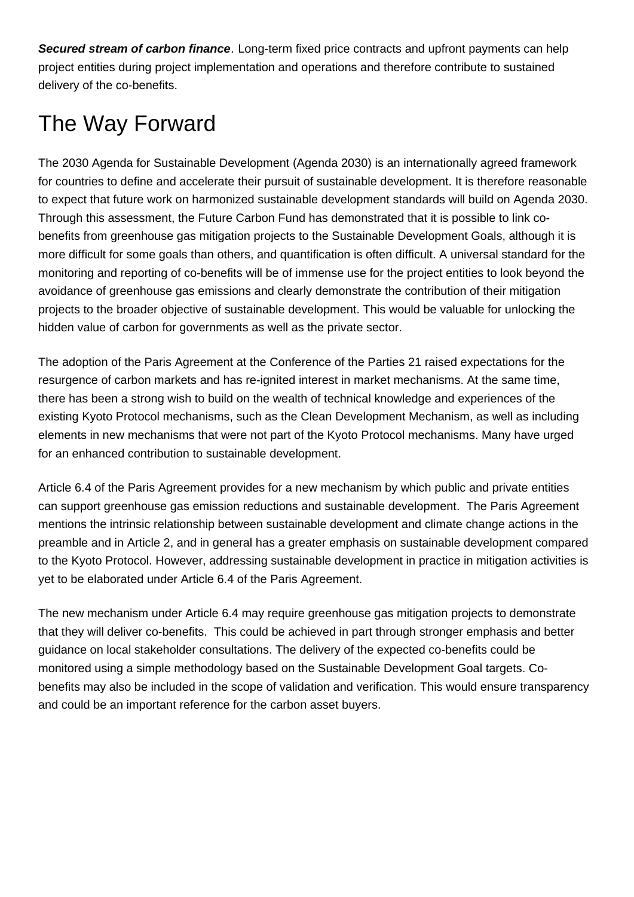***Secured stream of carbon finance***. Long-term fixed price contracts and upfront payments can help project entities during project implementation and operations and therefore contribute to sustained delivery of the co-benefits.

# The Way Forward

The 2030 Agenda for Sustainable Development (Agenda 2030) is an internationally agreed framework for countries to define and accelerate their pursuit of sustainable development. It is therefore reasonable to expect that future work on harmonized sustainable development standards will build on Agenda 2030. Through this assessment, the Future Carbon Fund has demonstrated that it is possible to link co-benefits from greenhouse gas mitigation projects to the Sustainable Development Goals, although it is more difficult for some goals than others, and quantification is often difficult. A universal standard for the monitoring and reporting of co-benefits will be of immense use for the project entities to look beyond the avoidance of greenhouse gas emissions and clearly demonstrate the contribution of their mitigation projects to the broader objective of sustainable development. This would be valuable for unlocking the hidden value of carbon for governments as well as the private sector.

The adoption of the Paris Agreement at the Conference of the Parties 21 raised expectations for the resurgence of carbon markets and has re-ignited interest in market mechanisms. At the same time, there has been a strong wish to build on the wealth of technical knowledge and experiences of the existing Kyoto Protocol mechanisms, such as the Clean Development Mechanism, as well as including elements in new mechanisms that were not part of the Kyoto Protocol mechanisms. Many have urged for an enhanced contribution to sustainable development.

Article 6.4 of the Paris Agreement provides for a new mechanism by which public and private entities can support greenhouse gas emission reductions and sustainable development. The Paris Agreement mentions the intrinsic relationship between sustainable development and climate change actions in the preamble and in Article 2, and in general has a greater emphasis on sustainable development compared to the Kyoto Protocol. However, addressing sustainable development in practice in mitigation activities is yet to be elaborated under Article 6.4 of the Paris Agreement.

The new mechanism under Article 6.4 may require greenhouse gas mitigation projects to demonstrate that they will deliver co-benefits. This could be achieved in part through stronger emphasis and better guidance on local stakeholder consultations. The delivery of the expected co-benefits could be monitored using a simple methodology based on the Sustainable Development Goal targets. Co-benefits may also be included in the scope of validation and verification. This would ensure transparency and could be an important reference for the carbon asset buyers.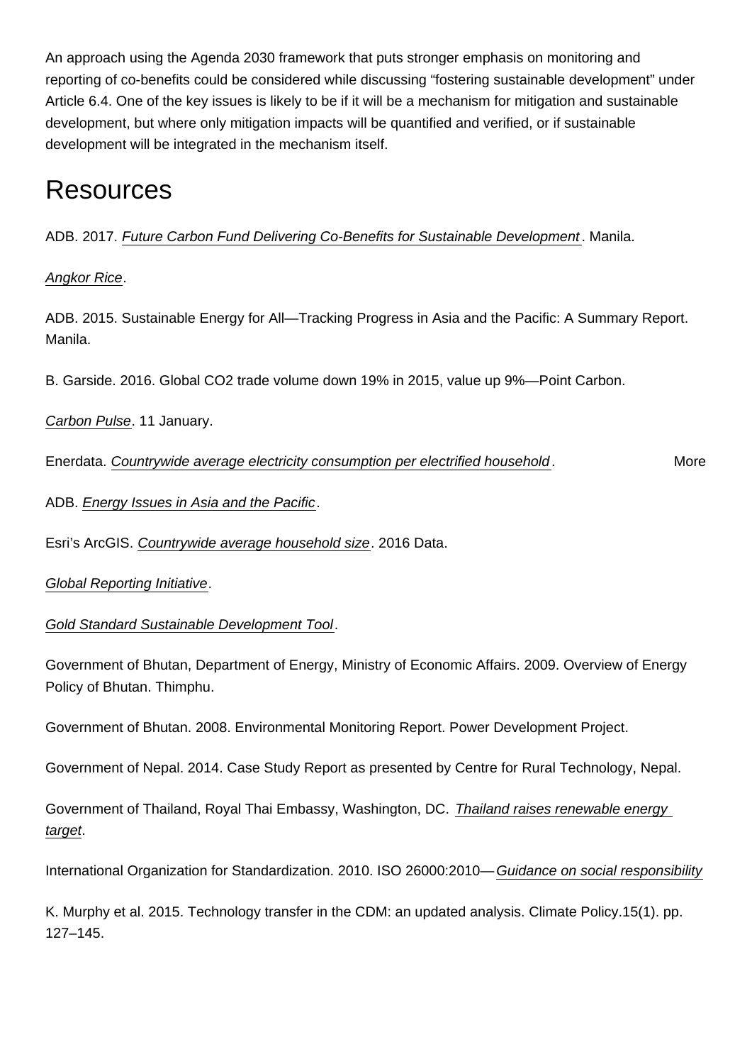An approach using the Agenda 2030 framework that puts stronger emphasis on monitoring and reporting of co-benefits could be considered while discussing "fostering sustainable development" under Article 6.4. One of the key issues is likely to be if it will be a mechanism for mitigation and sustainable development, but where only mitigation impacts will be quantified and verified, or if sustainable development will be integrated in the mechanism itself.

## Resources

ADB. 2017. Future Carbon Fund Delivering Co-Benefits for Sustainable Development. Manila.

Angkor Rice.

ADB. 2015. Sustainable Energy for All—Tracking Progress in Asia and the Pacific: A Summary Report. Manila.

B. Garside. 2016. Global CO2 trade volume down 19% in 2015, value up 9%—Point Carbon.

Carbon Pulse. 11 January.

Enerdata. Countrywide average electricity consumption per electrified household. More

ADB. Energy Issues in Asia and the Pacific.

Esri's ArcGIS. Countrywide average household size. 2016 Data.

Global Reporting Initiative.

Gold Standard Sustainable Development Tool.

Government of Bhutan, Department of Energy, Ministry of Economic Affairs. 2009. Overview of Energy Policy of Bhutan. Thimphu.

Government of Bhutan. 2008. Environmental Monitoring Report. Power Development Project.

Government of Nepal. 2014. Case Study Report as presented by Centre for Rural Technology, Nepal.

Government of Thailand, Royal Thai Embassy, Washington, DC. Thailand raises renewable energy target.

International Organization for Standardization. 2010. ISO 26000:2010—Guidance on social responsibility

K. Murphy et al. 2015. Technology transfer in the CDM: an updated analysis. Climate Policy.15(1). pp. 127–145.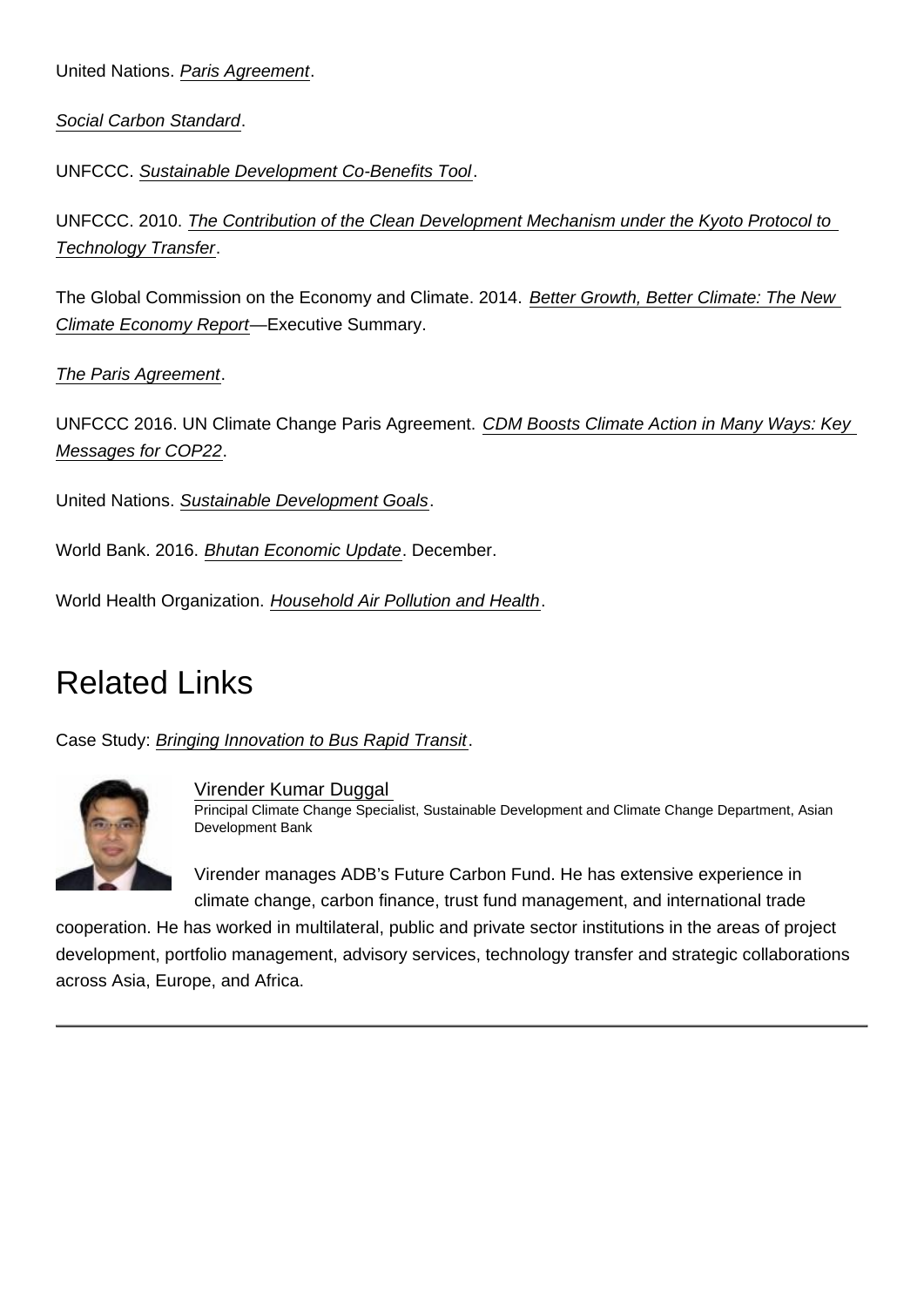United Nations. Paris Agreement.

Social Carbon Standard.

UNFCCC. Sustainable Development Co-Benefits Tool.

UNFCCC. 2010. The Contribution of the Clean Development Mechanism under the Kyoto Protocol to Technology Transfer.

The Global Commission on the Economy and Climate. 2014. Better Growth, Better Climate: The New Climate Economy Report—Executive Summary.

The Paris Agreement.

UNFCCC 2016. UN Climate Change Paris Agreement. CDM Boosts Climate Action in Many Ways: Key Messages for COP22.

United Nations. Sustainable Development Goals.

World Bank. 2016. Bhutan Economic Update. December.

World Health Organization. Household Air Pollution and Health.

## Related Links

Case Study: Bringing Innovation to Bus Rapid Transit.

Virender Kumar Duggal
Principal Climate Change Specialist, Sustainable Development and Climate Change Department, Asian Development Bank

Virender manages ADB's Future Carbon Fund. He has extensive experience in climate change, carbon finance, trust fund management, and international trade cooperation. He has worked in multilateral, public and private sector institutions in the areas of project development, portfolio management, advisory services, technology transfer and strategic collaborations across Asia, Europe, and Africa.